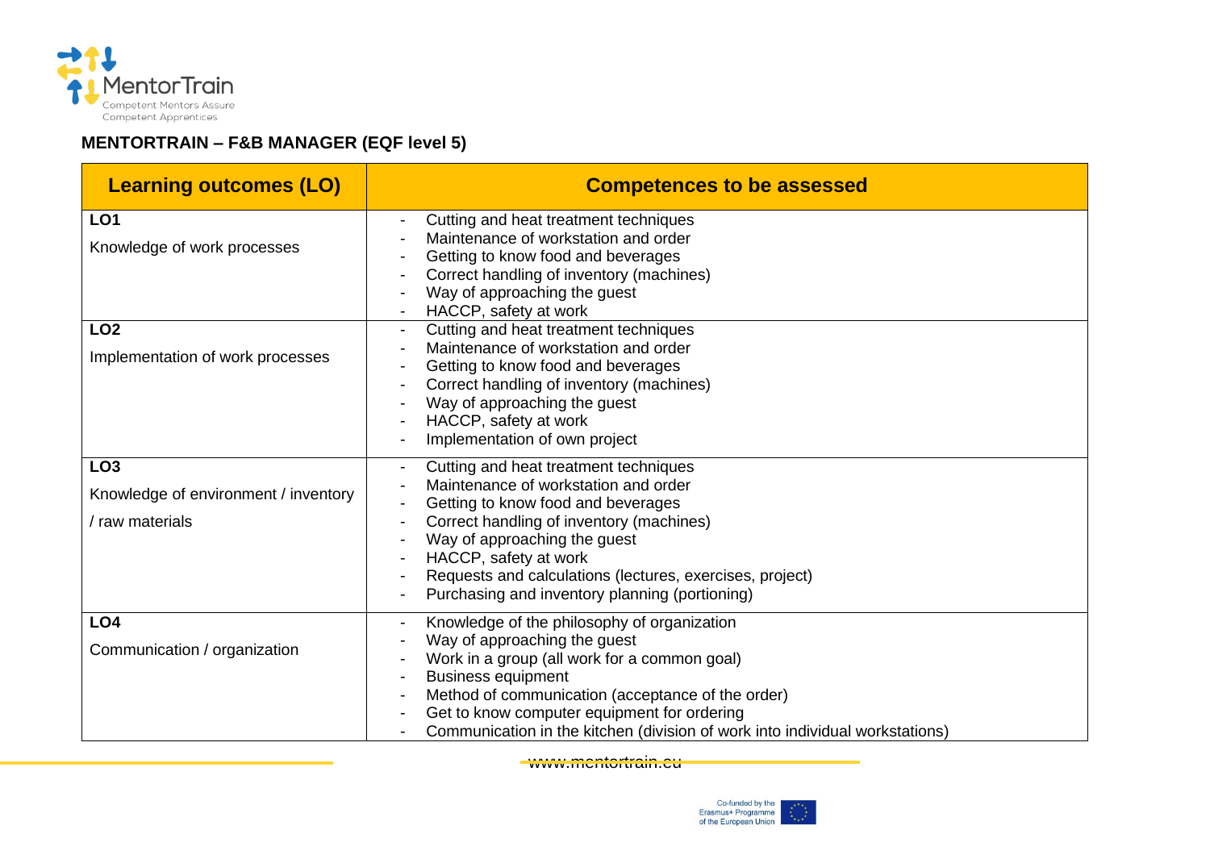## MENTORTRAIN – F&B MANAGER (EQF level 5)

| Learning outcomes (LO) | Competences to be assessed |
|---|---|
| **LO1**<br>Knowledge of work processes | - Cutting and heat treatment techniques<br>- Maintenance of workstation and order<br>- Getting to know food and beverages<br>- Correct handling of inventory (machines)<br>- Way of approaching the guest<br>- HACCP, safety at work |
| **LO2**<br>Implementation of work processes | - Cutting and heat treatment techniques<br>- Maintenance of workstation and order<br>- Getting to know food and beverages<br>- Correct handling of inventory (machines)<br>- Way of approaching the guest<br>- HACCP, safety at work<br>- Implementation of own project |
| **LO3**<br>Knowledge of environment / inventory / raw materials | - Cutting and heat treatment techniques<br>- Maintenance of workstation and order<br>- Getting to know food and beverages<br>- Correct handling of inventory (machines)<br>- Way of approaching the guest<br>- HACCP, safety at work<br>- Requests and calculations (lectures, exercises, project)<br>- Purchasing and inventory planning (portioning) |
| **LO4**<br>Communication / organization | - Knowledge of the philosophy of organization<br>- Way of approaching the guest<br>- Work in a group (all work for a common goal)<br>- Business equipment<br>- Method of communication (acceptance of the order)<br>- Get to know computer equipment for ordering<br>- Communication in the kitchen (division of work into individual workstations) |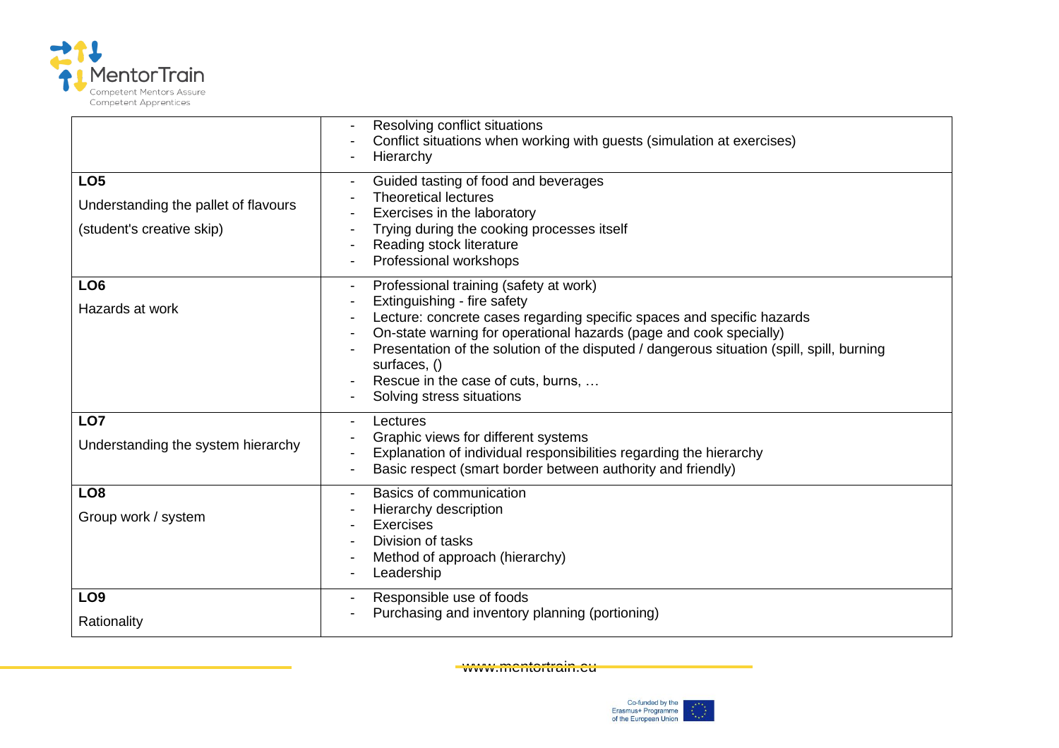| | |
|---|---|
| | - Resolving conflict situations<br>- Conflict situations when working with guests (simulation at exercises)<br>- Hierarchy |
| **LO5**<br>Understanding the pallet of flavours<br>(student's creative skip) | - Guided tasting of food and beverages<br>- Theoretical lectures<br>- Exercises in the laboratory<br>- Trying during the cooking processes itself<br>- Reading stock literature<br>- Professional workshops |
| **LO6**<br>Hazards at work | - Professional training (safety at work)<br>- Extinguishing - fire safety<br>- Lecture: concrete cases regarding specific spaces and specific hazards<br>- On-state warning for operational hazards (page and cook specially)<br>- Presentation of the solution of the disputed / dangerous situation (spill, spill, burning surfaces, ()<br>- Rescue in the case of cuts, burns, …<br>- Solving stress situations |
| **LO7**<br>Understanding the system hierarchy | - Lectures<br>- Graphic views for different systems<br>- Explanation of individual responsibilities regarding the hierarchy<br>- Basic respect (smart border between authority and friendly) |
| **LO8**<br>Group work / system | - Basics of communication<br>- Hierarchy description<br>- Exercises<br>- Division of tasks<br>- Method of approach (hierarchy)<br>- Leadership |
| **LO9**<br>Rationality | - Responsible use of foods<br>- Purchasing and inventory planning (portioning) |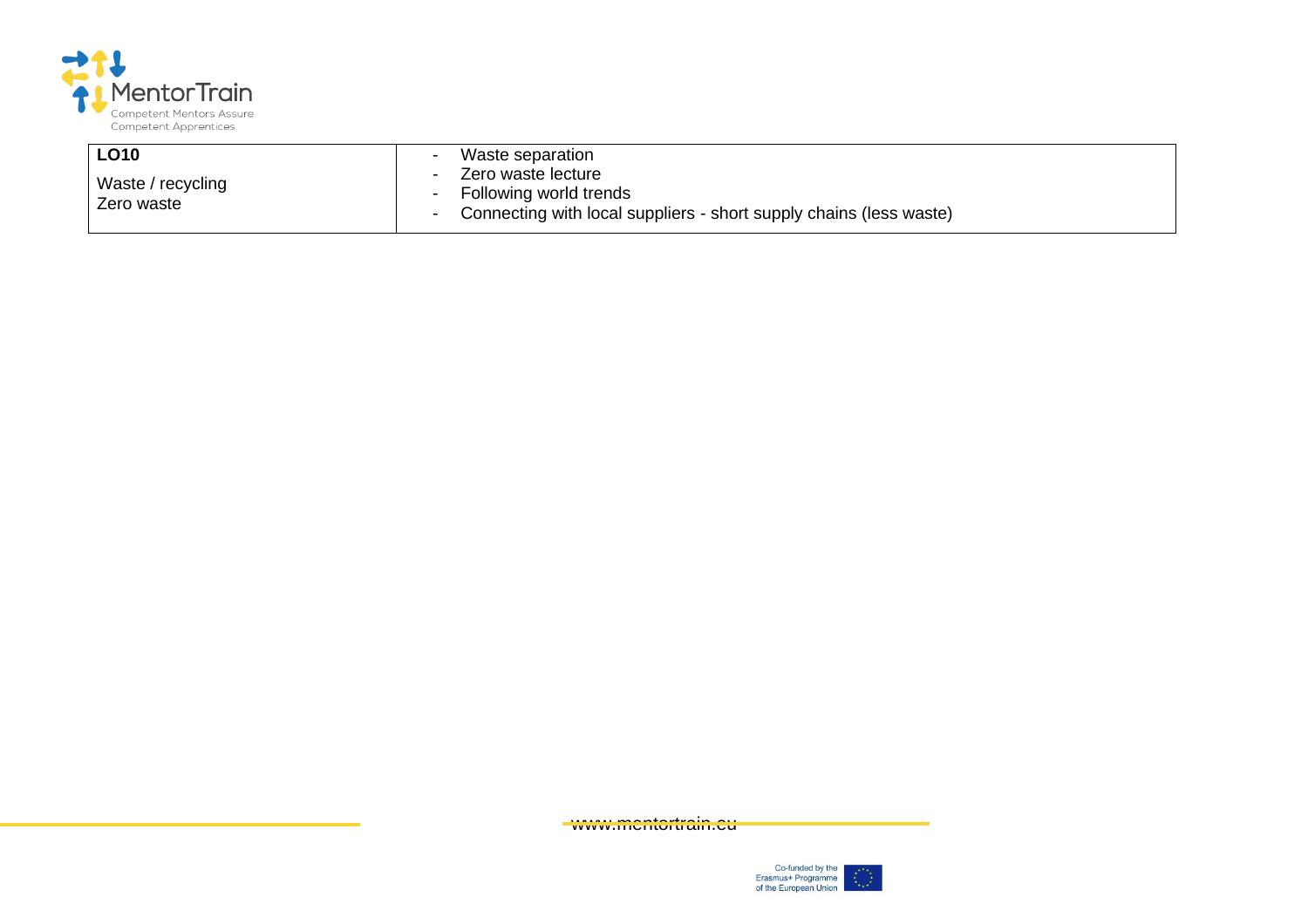| | |
|---|---|
| **LO10**<br><br>Waste / recycling<br>Zero waste | - Waste separation<br>- Zero waste lecture<br>- Following world trends<br>- Connecting with local suppliers - short supply chains (less waste) |